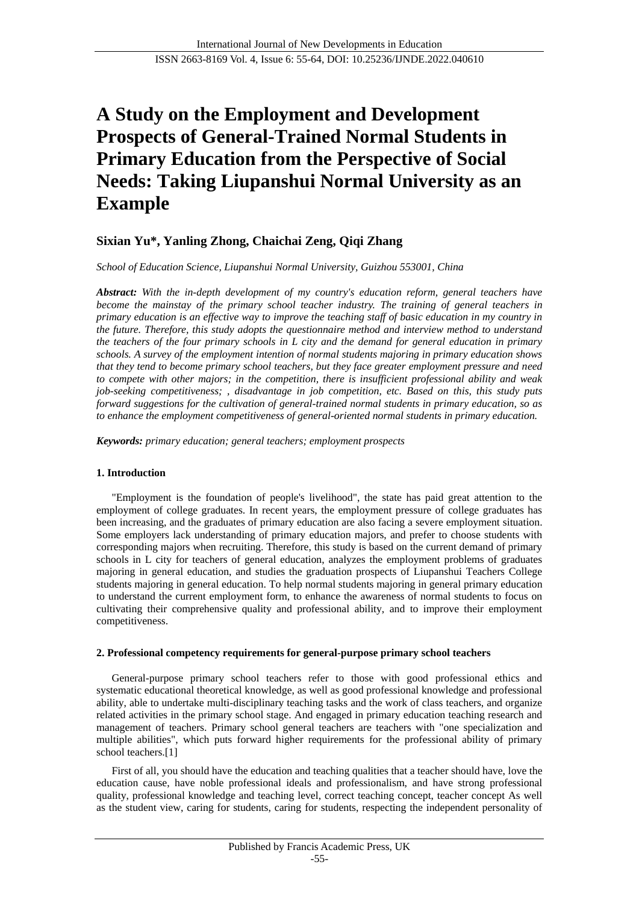# A Study on the Employment and Development Prospects of General-Trained Normal Students in Primary Education from the Perspective of Social Needs: Taking Liupanshui Normal University as an Example

**Sixian Yu*, Yanling Zhong, Chaichai Zeng, Qiqi Zhang**

*School of Education Science, Liupanshui Normal University, Guizhou 553001, China*

***Abstract:*** *With the in-depth development of my country's education reform, general teachers have become the mainstay of the primary school teacher industry. The training of general teachers in primary education is an effective way to improve the teaching staff of basic education in my country in the future. Therefore, this study adopts the questionnaire method and interview method to understand the teachers of the four primary schools in L city and the demand for general education in primary schools. A survey of the employment intention of normal students majoring in primary education shows that they tend to become primary school teachers, but they face greater employment pressure and need to compete with other majors; in the competition, there is insufficient professional ability and weak job-seeking competitiveness; , disadvantage in job competition, etc. Based on this, this study puts forward suggestions for the cultivation of general-trained normal students in primary education, so as to enhance the employment competitiveness of general-oriented normal students in primary education.*

***Keywords:*** *primary education; general teachers; employment prospects*

## 1. Introduction

"Employment is the foundation of people's livelihood", the state has paid great attention to the employment of college graduates. In recent years, the employment pressure of college graduates has been increasing, and the graduates of primary education are also facing a severe employment situation. Some employers lack understanding of primary education majors, and prefer to choose students with corresponding majors when recruiting. Therefore, this study is based on the current demand of primary schools in L city for teachers of general education, analyzes the employment problems of graduates majoring in general education, and studies the graduation prospects of Liupanshui Teachers College students majoring in general education. To help normal students majoring in general primary education to understand the current employment form, to enhance the awareness of normal students to focus on cultivating their comprehensive quality and professional ability, and to improve their employment competitiveness.

## 2. Professional competency requirements for general-purpose primary school teachers

General-purpose primary school teachers refer to those with good professional ethics and systematic educational theoretical knowledge, as well as good professional knowledge and professional ability, able to undertake multi-disciplinary teaching tasks and the work of class teachers, and organize related activities in the primary school stage. And engaged in primary education teaching research and management of teachers. Primary school general teachers are teachers with "one specialization and multiple abilities", which puts forward higher requirements for the professional ability of primary school teachers.[1]

First of all, you should have the education and teaching qualities that a teacher should have, love the education cause, have noble professional ideals and professionalism, and have strong professional quality, professional knowledge and teaching level, correct teaching concept, teacher concept As well as the student view, caring for students, caring for students, respecting the independent personality of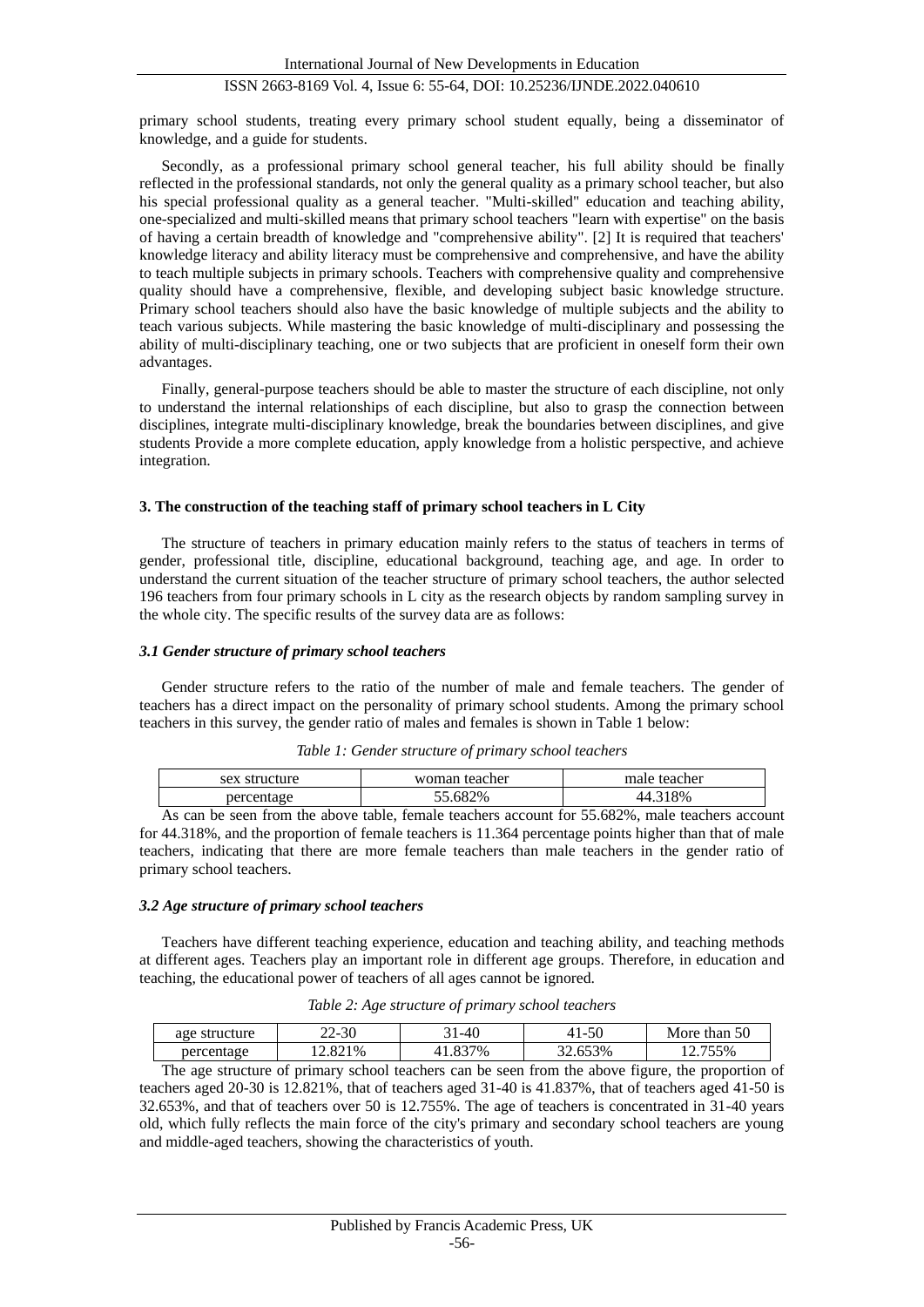primary school students, treating every primary school student equally, being a disseminator of knowledge, and a guide for students.

Secondly, as a professional primary school general teacher, his full ability should be finally reflected in the professional standards, not only the general quality as a primary school teacher, but also his special professional quality as a general teacher. "Multi-skilled" education and teaching ability, one-specialized and multi-skilled means that primary school teachers "learn with expertise" on the basis of having a certain breadth of knowledge and "comprehensive ability". [2] It is required that teachers' knowledge literacy and ability literacy must be comprehensive and comprehensive, and have the ability to teach multiple subjects in primary schools. Teachers with comprehensive quality and comprehensive quality should have a comprehensive, flexible, and developing subject basic knowledge structure. Primary school teachers should also have the basic knowledge of multiple subjects and the ability to teach various subjects. While mastering the basic knowledge of multi-disciplinary and possessing the ability of multi-disciplinary teaching, one or two subjects that are proficient in oneself form their own advantages.

Finally, general-purpose teachers should be able to master the structure of each discipline, not only to understand the internal relationships of each discipline, but also to grasp the connection between disciplines, integrate multi-disciplinary knowledge, break the boundaries between disciplines, and give students Provide a more complete education, apply knowledge from a holistic perspective, and achieve integration.

## 3. The construction of the teaching staff of primary school teachers in L City

The structure of teachers in primary education mainly refers to the status of teachers in terms of gender, professional title, discipline, educational background, teaching age, and age. In order to understand the current situation of the teacher structure of primary school teachers, the author selected 196 teachers from four primary schools in L city as the research objects by random sampling survey in the whole city. The specific results of the survey data are as follows:

### *3.1 Gender structure of primary school teachers*

Gender structure refers to the ratio of the number of male and female teachers. The gender of teachers has a direct impact on the personality of primary school students. Among the primary school teachers in this survey, the gender ratio of males and females is shown in Table 1 below:

*Table 1: Gender structure of primary school teachers*

| sex structure | woman teacher | male teacher |
|---|---|---|
| percentage | 55.682% | 44.318% |

As can be seen from the above table, female teachers account for 55.682%, male teachers account for 44.318%, and the proportion of female teachers is 11.364 percentage points higher than that of male teachers, indicating that there are more female teachers than male teachers in the gender ratio of primary school teachers.

### *3.2 Age structure of primary school teachers*

Teachers have different teaching experience, education and teaching ability, and teaching methods at different ages. Teachers play an important role in different age groups. Therefore, in education and teaching, the educational power of teachers of all ages cannot be ignored.

*Table 2: Age structure of primary school teachers*

| age structure | 22-30 | 31-40 | 41-50 | More than 50 |
|---|---|---|---|---|
| percentage | 12.821% | 41.837% | 32.653% | 12.755% |

The age structure of primary school teachers can be seen from the above figure, the proportion of teachers aged 20-30 is 12.821%, that of teachers aged 31-40 is 41.837%, that of teachers aged 41-50 is 32.653%, and that of teachers over 50 is 12.755%. The age of teachers is concentrated in 31-40 years old, which fully reflects the main force of the city's primary and secondary school teachers are young and middle-aged teachers, showing the characteristics of youth.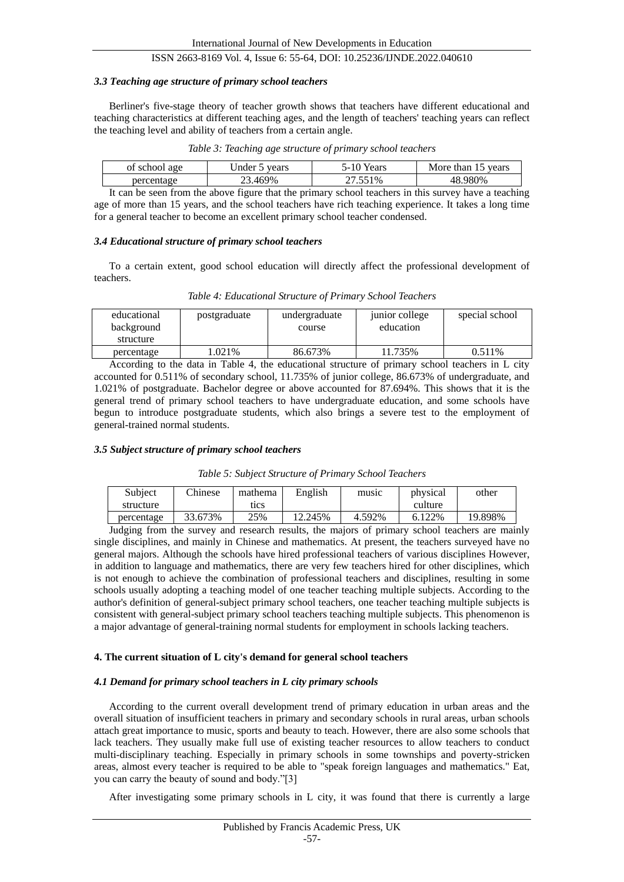### *3.3 Teaching age structure of primary school teachers*

Berliner's five-stage theory of teacher growth shows that teachers have different educational and teaching characteristics at different teaching ages, and the length of teachers' teaching years can reflect the teaching level and ability of teachers from a certain angle.

*Table 3: Teaching age structure of primary school teachers*

| of school age | Under 5 years | 5-10 Years | More than 15 years |
|---|---|---|---|
| percentage | 23.469% | 27.551% | 48.980% |

It can be seen from the above figure that the primary school teachers in this survey have a teaching age of more than 15 years, and the school teachers have rich teaching experience. It takes a long time for a general teacher to become an excellent primary school teacher condensed.

### *3.4 Educational structure of primary school teachers*

To a certain extent, good school education will directly affect the professional development of teachers.

*Table 4: Educational Structure of Primary School Teachers*

| educational background structure | postgraduate | undergraduate course | junior college education | special school |
|---|---|---|---|---|
| percentage | 1.021% | 86.673% | 11.735% | 0.511% |

According to the data in Table 4, the educational structure of primary school teachers in L city accounted for 0.511% of secondary school, 11.735% of junior college, 86.673% of undergraduate, and 1.021% of postgraduate. Bachelor degree or above accounted for 87.694%. This shows that it is the general trend of primary school teachers to have undergraduate education, and some schools have begun to introduce postgraduate students, which also brings a severe test to the employment of general-trained normal students.

### *3.5 Subject structure of primary school teachers*

*Table 5: Subject Structure of Primary School Teachers*

| Subject structure | Chinese | mathematics | English | music | physical culture | other |
|---|---|---|---|---|---|---|
| percentage | 33.673% | 25% | 12.245% | 4.592% | 6.122% | 19.898% |

Judging from the survey and research results, the majors of primary school teachers are mainly single disciplines, and mainly in Chinese and mathematics. At present, the teachers surveyed have no general majors. Although the schools have hired professional teachers of various disciplines However, in addition to language and mathematics, there are very few teachers hired for other disciplines, which is not enough to achieve the combination of professional teachers and disciplines, resulting in some schools usually adopting a teaching model of one teacher teaching multiple subjects. According to the author's definition of general-subject primary school teachers, one teacher teaching multiple subjects is consistent with general-subject primary school teachers teaching multiple subjects. This phenomenon is a major advantage of general-training normal students for employment in schools lacking teachers.

## 4. The current situation of L city's demand for general school teachers

### *4.1 Demand for primary school teachers in L city primary schools*

According to the current overall development trend of primary education in urban areas and the overall situation of insufficient teachers in primary and secondary schools in rural areas, urban schools attach great importance to music, sports and beauty to teach. However, there are also some schools that lack teachers. They usually make full use of existing teacher resources to allow teachers to conduct multi-disciplinary teaching. Especially in primary schools in some townships and poverty-stricken areas, almost every teacher is required to be able to "speak foreign languages and mathematics." Eat, you can carry the beauty of sound and body."[3]

After investigating some primary schools in L city, it was found that there is currently a large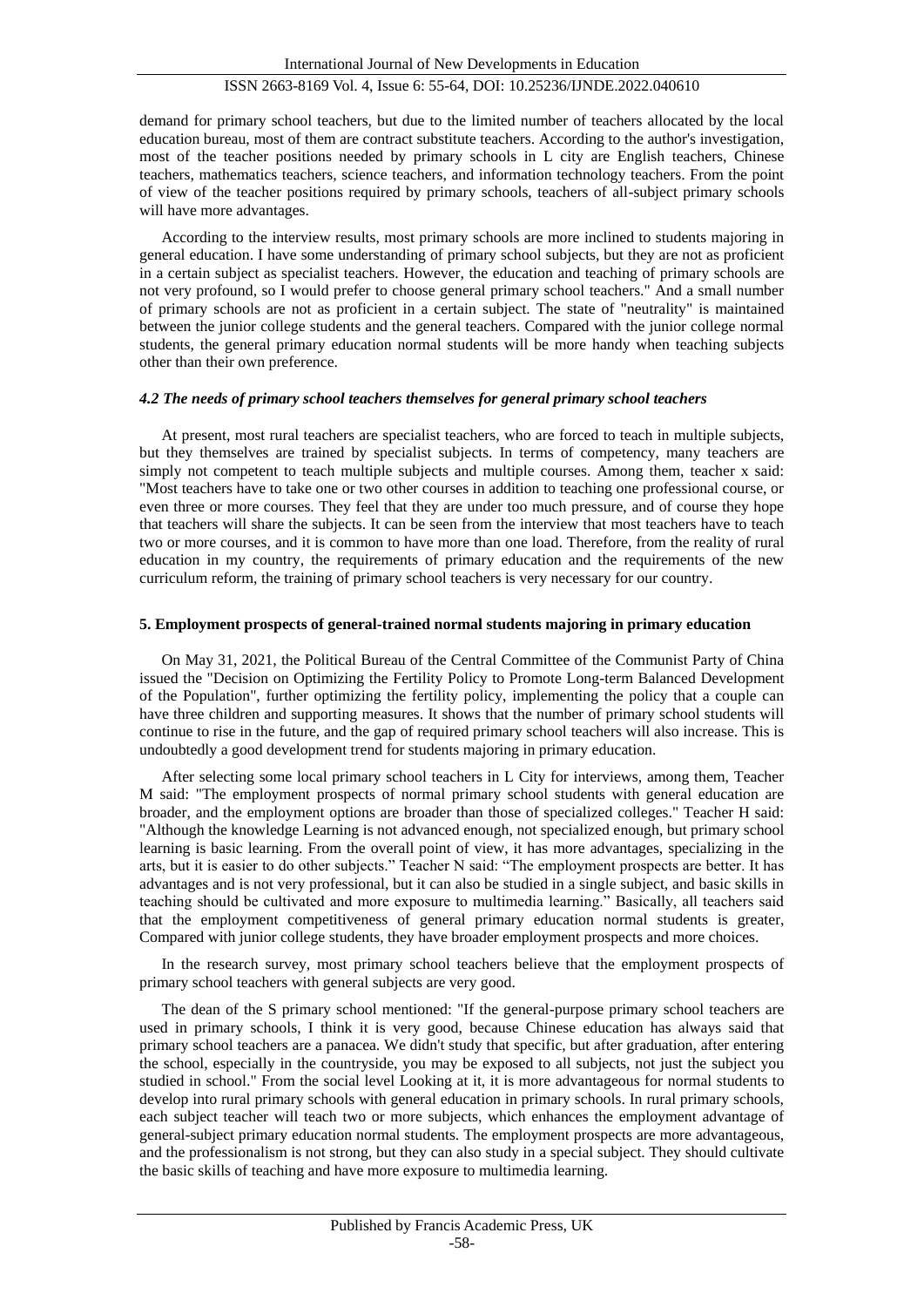demand for primary school teachers, but due to the limited number of teachers allocated by the local education bureau, most of them are contract substitute teachers. According to the author's investigation, most of the teacher positions needed by primary schools in L city are English teachers, Chinese teachers, mathematics teachers, science teachers, and information technology teachers. From the point of view of the teacher positions required by primary schools, teachers of all-subject primary schools will have more advantages.

According to the interview results, most primary schools are more inclined to students majoring in general education. I have some understanding of primary school subjects, but they are not as proficient in a certain subject as specialist teachers. However, the education and teaching of primary schools are not very profound, so I would prefer to choose general primary school teachers." And a small number of primary schools are not as proficient in a certain subject. The state of "neutrality" is maintained between the junior college students and the general teachers. Compared with the junior college normal students, the general primary education normal students will be more handy when teaching subjects other than their own preference.

### *4.2 The needs of primary school teachers themselves for general primary school teachers*

At present, most rural teachers are specialist teachers, who are forced to teach in multiple subjects, but they themselves are trained by specialist subjects. In terms of competency, many teachers are simply not competent to teach multiple subjects and multiple courses. Among them, teacher x said: "Most teachers have to take one or two other courses in addition to teaching one professional course, or even three or more courses. They feel that they are under too much pressure, and of course they hope that teachers will share the subjects. It can be seen from the interview that most teachers have to teach two or more courses, and it is common to have more than one load. Therefore, from the reality of rural education in my country, the requirements of primary education and the requirements of the new curriculum reform, the training of primary school teachers is very necessary for our country.

## **5. Employment prospects of general-trained normal students majoring in primary education**

On May 31, 2021, the Political Bureau of the Central Committee of the Communist Party of China issued the "Decision on Optimizing the Fertility Policy to Promote Long-term Balanced Development of the Population", further optimizing the fertility policy, implementing the policy that a couple can have three children and supporting measures. It shows that the number of primary school students will continue to rise in the future, and the gap of required primary school teachers will also increase. This is undoubtedly a good development trend for students majoring in primary education.

After selecting some local primary school teachers in L City for interviews, among them, Teacher M said: "The employment prospects of normal primary school students with general education are broader, and the employment options are broader than those of specialized colleges." Teacher H said: "Although the knowledge Learning is not advanced enough, not specialized enough, but primary school learning is basic learning. From the overall point of view, it has more advantages, specializing in the arts, but it is easier to do other subjects." Teacher N said: "The employment prospects are better. It has advantages and is not very professional, but it can also be studied in a single subject, and basic skills in teaching should be cultivated and more exposure to multimedia learning." Basically, all teachers said that the employment competitiveness of general primary education normal students is greater, Compared with junior college students, they have broader employment prospects and more choices.

In the research survey, most primary school teachers believe that the employment prospects of primary school teachers with general subjects are very good.

The dean of the S primary school mentioned: "If the general-purpose primary school teachers are used in primary schools, I think it is very good, because Chinese education has always said that primary school teachers are a panacea. We didn't study that specific, but after graduation, after entering the school, especially in the countryside, you may be exposed to all subjects, not just the subject you studied in school." From the social level Looking at it, it is more advantageous for normal students to develop into rural primary schools with general education in primary schools. In rural primary schools, each subject teacher will teach two or more subjects, which enhances the employment advantage of general-subject primary education normal students. The employment prospects are more advantageous, and the professionalism is not strong, but they can also study in a special subject. They should cultivate the basic skills of teaching and have more exposure to multimedia learning.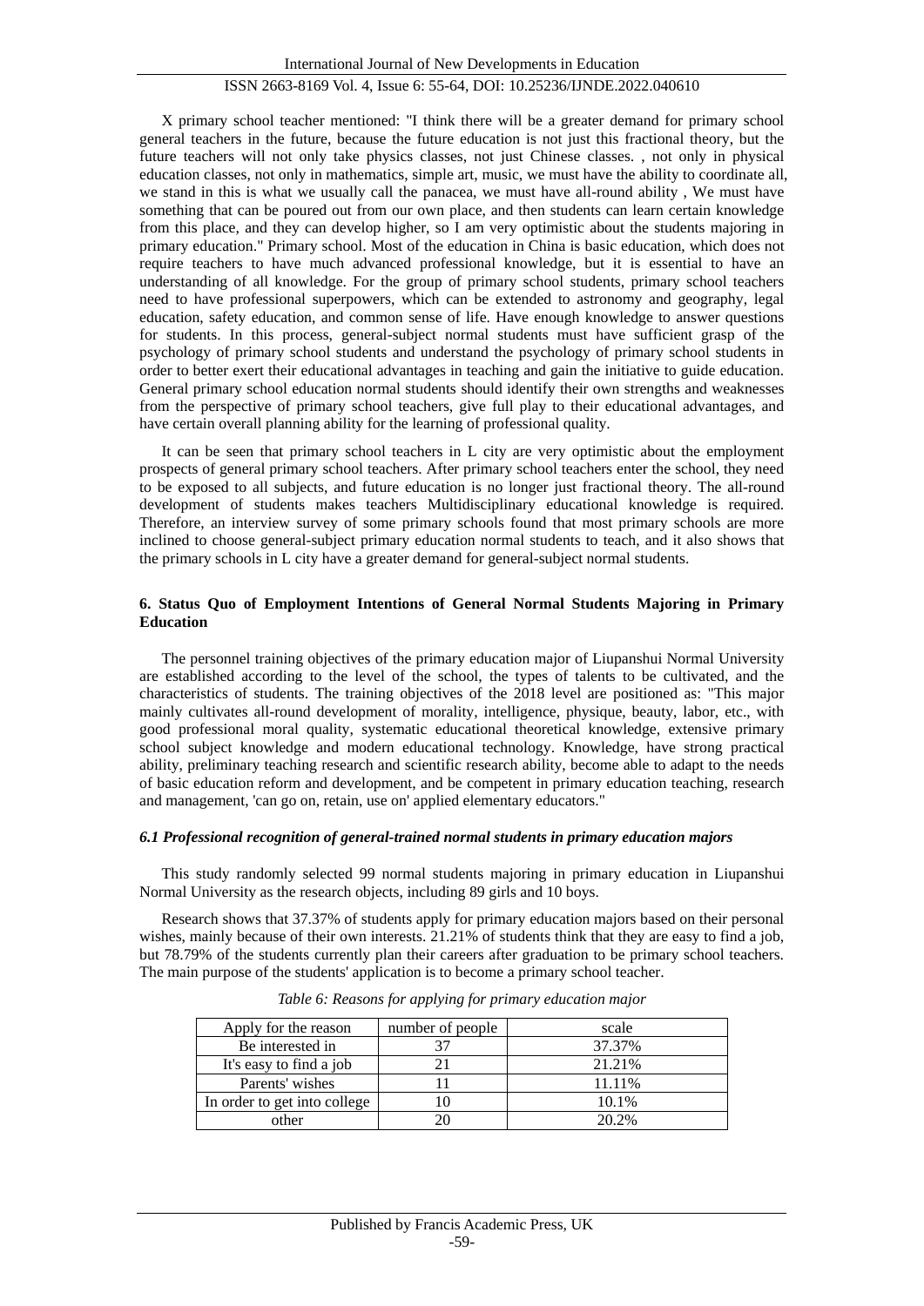X primary school teacher mentioned: "I think there will be a greater demand for primary school general teachers in the future, because the future education is not just this fractional theory, but the future teachers will not only take physics classes, not just Chinese classes. , not only in physical education classes, not only in mathematics, simple art, music, we must have the ability to coordinate all, we stand in this is what we usually call the panacea, we must have all-round ability , We must have something that can be poured out from our own place, and then students can learn certain knowledge from this place, and they can develop higher, so I am very optimistic about the students majoring in primary education." Primary school. Most of the education in China is basic education, which does not require teachers to have much advanced professional knowledge, but it is essential to have an understanding of all knowledge. For the group of primary school students, primary school teachers need to have professional superpowers, which can be extended to astronomy and geography, legal education, safety education, and common sense of life. Have enough knowledge to answer questions for students. In this process, general-subject normal students must have sufficient grasp of the psychology of primary school students and understand the psychology of primary school students in order to better exert their educational advantages in teaching and gain the initiative to guide education. General primary school education normal students should identify their own strengths and weaknesses from the perspective of primary school teachers, give full play to their educational advantages, and have certain overall planning ability for the learning of professional quality.

It can be seen that primary school teachers in L city are very optimistic about the employment prospects of general primary school teachers. After primary school teachers enter the school, they need to be exposed to all subjects, and future education is no longer just fractional theory. The all-round development of students makes teachers Multidisciplinary educational knowledge is required. Therefore, an interview survey of some primary schools found that most primary schools are more inclined to choose general-subject primary education normal students to teach, and it also shows that the primary schools in L city have a greater demand for general-subject normal students.

## 6. Status Quo of Employment Intentions of General Normal Students Majoring in Primary Education

The personnel training objectives of the primary education major of Liupanshui Normal University are established according to the level of the school, the types of talents to be cultivated, and the characteristics of students. The training objectives of the 2018 level are positioned as: "This major mainly cultivates all-round development of morality, intelligence, physique, beauty, labor, etc., with good professional moral quality, systematic educational theoretical knowledge, extensive primary school subject knowledge and modern educational technology. Knowledge, have strong practical ability, preliminary teaching research and scientific research ability, become able to adapt to the needs of basic education reform and development, and be competent in primary education teaching, research and management, 'can go on, retain, use on' applied elementary educators."

### *6.1 Professional recognition of general-trained normal students in primary education majors*

This study randomly selected 99 normal students majoring in primary education in Liupanshui Normal University as the research objects, including 89 girls and 10 boys.

Research shows that 37.37% of students apply for primary education majors based on their personal wishes, mainly because of their own interests. 21.21% of students think that they are easy to find a job, but 78.79% of the students currently plan their careers after graduation to be primary school teachers. The main purpose of the students' application is to become a primary school teacher.

*Table 6: Reasons for applying for primary education major*

| Apply for the reason | number of people | scale |
| --- | --- | --- |
| Be interested in | 37 | 37.37% |
| It's easy to find a job | 21 | 21.21% |
| Parents' wishes | 11 | 11.11% |
| In order to get into college | 10 | 10.1% |
| other | 20 | 20.2% |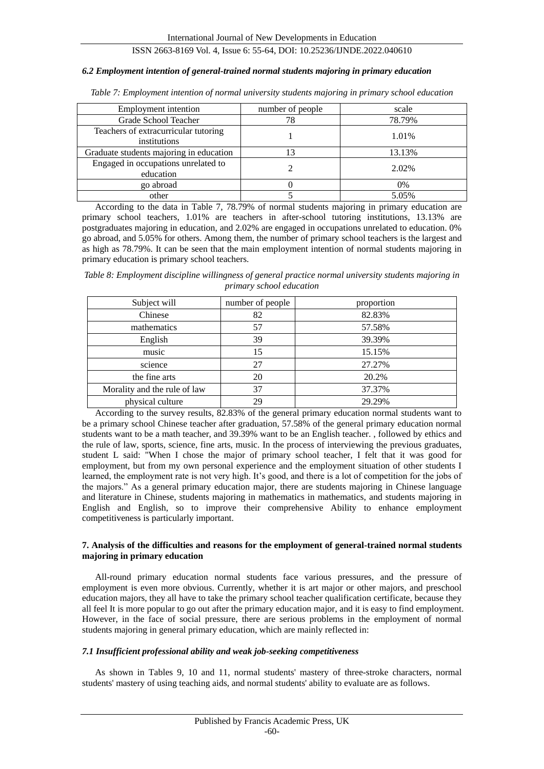### *6.2 Employment intention of general-trained normal students majoring in primary education*

*Table 7: Employment intention of normal university students majoring in primary school education*

| Employment intention | number of people | scale |
|---|---|---|
| Grade School Teacher | 78 | 78.79% |
| Teachers of extracurricular tutoring institutions | 1 | 1.01% |
| Graduate students majoring in education | 13 | 13.13% |
| Engaged in occupations unrelated to education | 2 | 2.02% |
| go abroad | 0 | 0% |
| other | 5 | 5.05% |

According to the data in Table 7, 78.79% of normal students majoring in primary education are primary school teachers, 1.01% are teachers in after-school tutoring institutions, 13.13% are postgraduates majoring in education, and 2.02% are engaged in occupations unrelated to education. 0% go abroad, and 5.05% for others. Among them, the number of primary school teachers is the largest and as high as 78.79%. It can be seen that the main employment intention of normal students majoring in primary education is primary school teachers.

*Table 8: Employment discipline willingness of general practice normal university students majoring in primary school education*

| Subject will | number of people | proportion |
|---|---|---|
| Chinese | 82 | 82.83% |
| mathematics | 57 | 57.58% |
| English | 39 | 39.39% |
| music | 15 | 15.15% |
| science | 27 | 27.27% |
| the fine arts | 20 | 20.2% |
| Morality and the rule of law | 37 | 37.37% |
| physical culture | 29 | 29.29% |

According to the survey results, 82.83% of the general primary education normal students want to be a primary school Chinese teacher after graduation, 57.58% of the general primary education normal students want to be a math teacher, and 39.39% want to be an English teacher. , followed by ethics and the rule of law, sports, science, fine arts, music. In the process of interviewing the previous graduates, student L said: "When I chose the major of primary school teacher, I felt that it was good for employment, but from my own personal experience and the employment situation of other students I learned, the employment rate is not very high. It's good, and there is a lot of competition for the jobs of the majors." As a general primary education major, there are students majoring in Chinese language and literature in Chinese, students majoring in mathematics in mathematics, and students majoring in English and English, so to improve their comprehensive Ability to enhance employment competitiveness is particularly important.

## 7. Analysis of the difficulties and reasons for the employment of general-trained normal students majoring in primary education

All-round primary education normal students face various pressures, and the pressure of employment is even more obvious. Currently, whether it is art major or other majors, and preschool education majors, they all have to take the primary school teacher qualification certificate, because they all feel It is more popular to go out after the primary education major, and it is easy to find employment. However, in the face of social pressure, there are serious problems in the employment of normal students majoring in general primary education, which are mainly reflected in:

### *7.1 Insufficient professional ability and weak job-seeking competitiveness*

As shown in Tables 9, 10 and 11, normal students' mastery of three-stroke characters, normal students' mastery of using teaching aids, and normal students' ability to evaluate are as follows.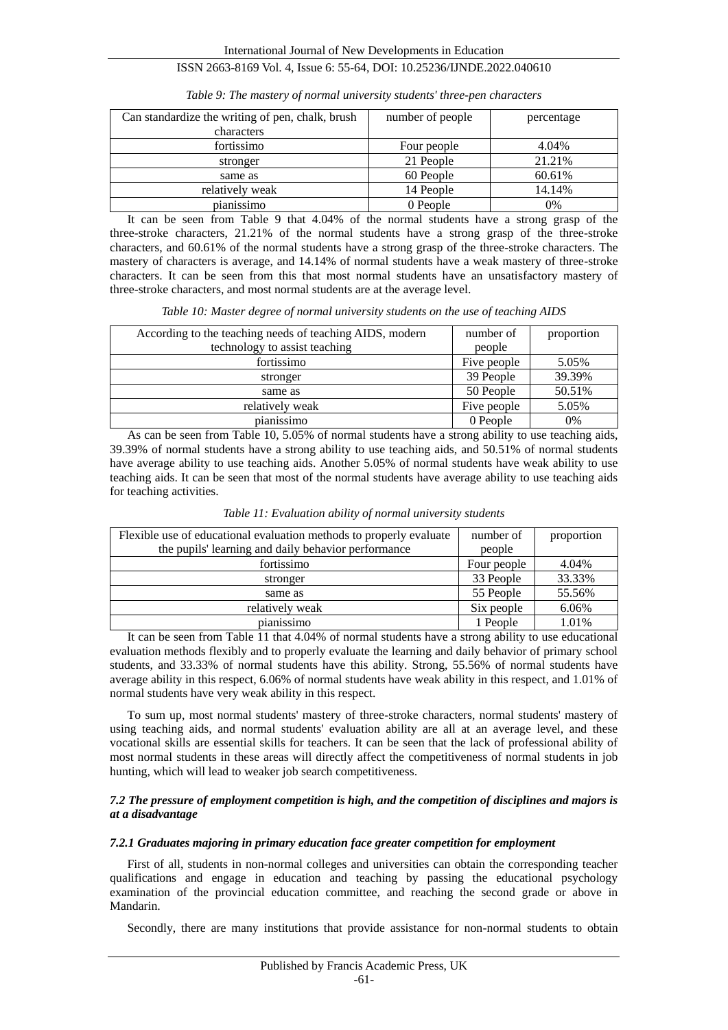*Table 9: The mastery of normal university students' three-pen characters*

| Can standardize the writing of pen, chalk, brush characters | number of people | percentage |
|---|---|---|
| fortissimo | Four people | 4.04% |
| stronger | 21 People | 21.21% |
| same as | 60 People | 60.61% |
| relatively weak | 14 People | 14.14% |
| pianissimo | 0 People | 0% |

It can be seen from Table 9 that 4.04% of the normal students have a strong grasp of the three-stroke characters, 21.21% of the normal students have a strong grasp of the three-stroke characters, and 60.61% of the normal students have a strong grasp of the three-stroke characters. The mastery of characters is average, and 14.14% of normal students have a weak mastery of three-stroke characters. It can be seen from this that most normal students have an unsatisfactory mastery of three-stroke characters, and most normal students are at the average level.

*Table 10: Master degree of normal university students on the use of teaching AIDS*

| According to the teaching needs of teaching AIDS, modern technology to assist teaching | number of people | proportion |
|---|---|---|
| fortissimo | Five people | 5.05% |
| stronger | 39 People | 39.39% |
| same as | 50 People | 50.51% |
| relatively weak | Five people | 5.05% |
| pianissimo | 0 People | 0% |

As can be seen from Table 10, 5.05% of normal students have a strong ability to use teaching aids, 39.39% of normal students have a strong ability to use teaching aids, and 50.51% of normal students have average ability to use teaching aids. Another 5.05% of normal students have weak ability to use teaching aids. It can be seen that most of the normal students have average ability to use teaching aids for teaching activities.

*Table 11: Evaluation ability of normal university students*

| Flexible use of educational evaluation methods to properly evaluate the pupils' learning and daily behavior performance | number of people | proportion |
|---|---|---|
| fortissimo | Four people | 4.04% |
| stronger | 33 People | 33.33% |
| same as | 55 People | 55.56% |
| relatively weak | Six people | 6.06% |
| pianissimo | 1 People | 1.01% |

It can be seen from Table 11 that 4.04% of normal students have a strong ability to use educational evaluation methods flexibly and to properly evaluate the learning and daily behavior of primary school students, and 33.33% of normal students have this ability. Strong, 55.56% of normal students have average ability in this respect, 6.06% of normal students have weak ability in this respect, and 1.01% of normal students have very weak ability in this respect.

To sum up, most normal students' mastery of three-stroke characters, normal students' mastery of using teaching aids, and normal students' evaluation ability are all at an average level, and these vocational skills are essential skills for teachers. It can be seen that the lack of professional ability of most normal students in these areas will directly affect the competitiveness of normal students in job hunting, which will lead to weaker job search competitiveness.

#### *7.2 The pressure of employment competition is high, and the competition of disciplines and majors is at a disadvantage*

##### *7.2.1 Graduates majoring in primary education face greater competition for employment*

First of all, students in non-normal colleges and universities can obtain the corresponding teacher qualifications and engage in education and teaching by passing the educational psychology examination of the provincial education committee, and reaching the second grade or above in Mandarin.

Secondly, there are many institutions that provide assistance for non-normal students to obtain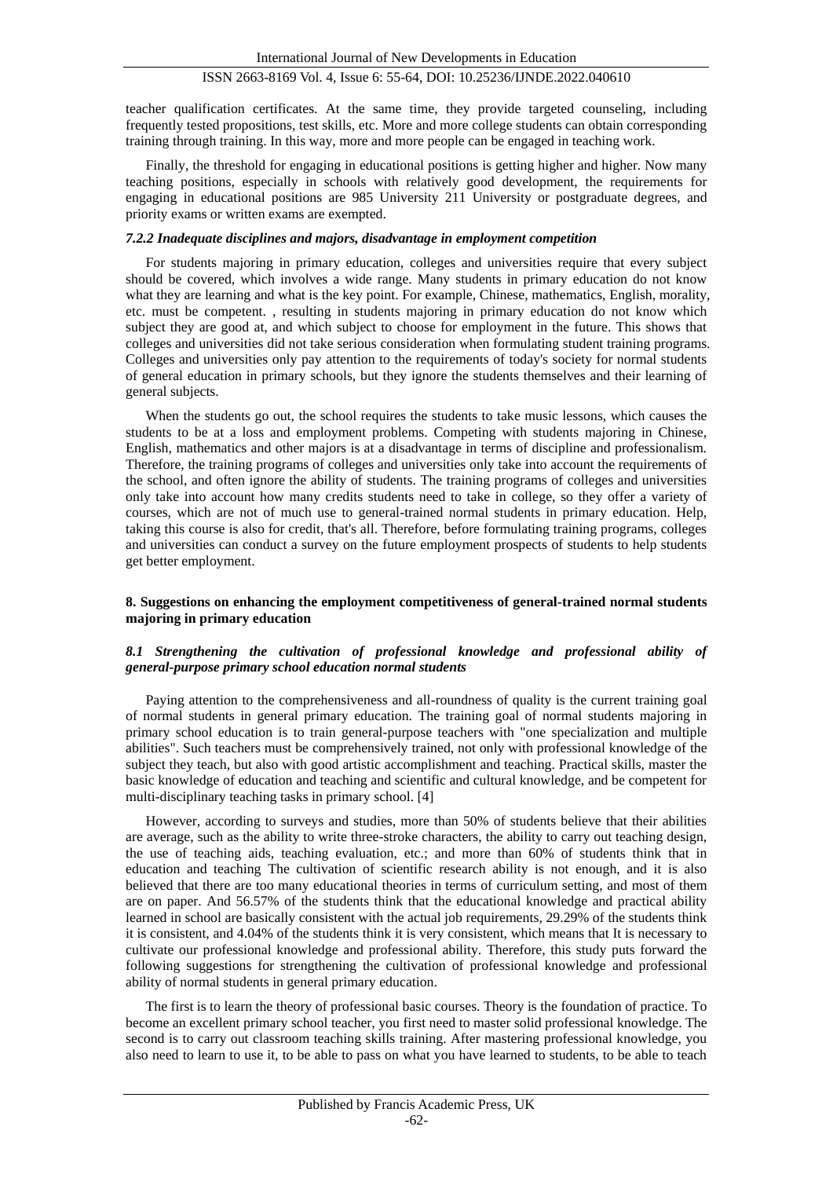teacher qualification certificates. At the same time, they provide targeted counseling, including frequently tested propositions, test skills, etc. More and more college students can obtain corresponding training through training. In this way, more and more people can be engaged in teaching work.

Finally, the threshold for engaging in educational positions is getting higher and higher. Now many teaching positions, especially in schools with relatively good development, the requirements for engaging in educational positions are 985 University 211 University or postgraduate degrees, and priority exams or written exams are exempted.

#### *7.2.2 Inadequate disciplines and majors, disadvantage in employment competition*

For students majoring in primary education, colleges and universities require that every subject should be covered, which involves a wide range. Many students in primary education do not know what they are learning and what is the key point. For example, Chinese, mathematics, English, morality, etc. must be competent. , resulting in students majoring in primary education do not know which subject they are good at, and which subject to choose for employment in the future. This shows that colleges and universities did not take serious consideration when formulating student training programs. Colleges and universities only pay attention to the requirements of today's society for normal students of general education in primary schools, but they ignore the students themselves and their learning of general subjects.

When the students go out, the school requires the students to take music lessons, which causes the students to be at a loss and employment problems. Competing with students majoring in Chinese, English, mathematics and other majors is at a disadvantage in terms of discipline and professionalism. Therefore, the training programs of colleges and universities only take into account the requirements of the school, and often ignore the ability of students. The training programs of colleges and universities only take into account how many credits students need to take in college, so they offer a variety of courses, which are not of much use to general-trained normal students in primary education. Help, taking this course is also for credit, that's all. Therefore, before formulating training programs, colleges and universities can conduct a survey on the future employment prospects of students to help students get better employment.

## 8. Suggestions on enhancing the employment competitiveness of general-trained normal students majoring in primary education

### *8.1 Strengthening the cultivation of professional knowledge and professional ability of general-purpose primary school education normal students*

Paying attention to the comprehensiveness and all-roundness of quality is the current training goal of normal students in general primary education. The training goal of normal students majoring in primary school education is to train general-purpose teachers with "one specialization and multiple abilities". Such teachers must be comprehensively trained, not only with professional knowledge of the subject they teach, but also with good artistic accomplishment and teaching. Practical skills, master the basic knowledge of education and teaching and scientific and cultural knowledge, and be competent for multi-disciplinary teaching tasks in primary school. [4]

However, according to surveys and studies, more than 50% of students believe that their abilities are average, such as the ability to write three-stroke characters, the ability to carry out teaching design, the use of teaching aids, teaching evaluation, etc.; and more than 60% of students think that in education and teaching The cultivation of scientific research ability is not enough, and it is also believed that there are too many educational theories in terms of curriculum setting, and most of them are on paper. And 56.57% of the students think that the educational knowledge and practical ability learned in school are basically consistent with the actual job requirements, 29.29% of the students think it is consistent, and 4.04% of the students think it is very consistent, which means that It is necessary to cultivate our professional knowledge and professional ability. Therefore, this study puts forward the following suggestions for strengthening the cultivation of professional knowledge and professional ability of normal students in general primary education.

The first is to learn the theory of professional basic courses. Theory is the foundation of practice. To become an excellent primary school teacher, you first need to master solid professional knowledge. The second is to carry out classroom teaching skills training. After mastering professional knowledge, you also need to learn to use it, to be able to pass on what you have learned to students, to be able to teach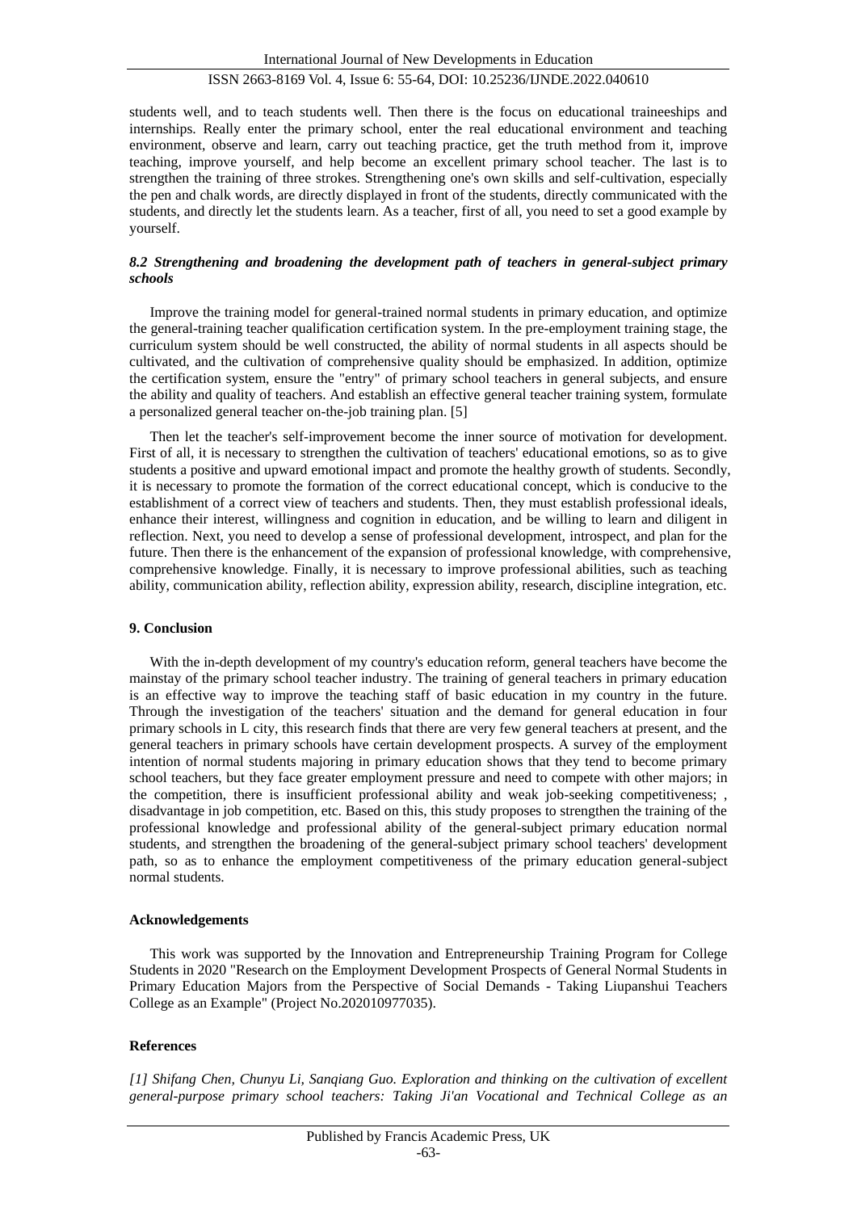students well, and to teach students well. Then there is the focus on educational traineeships and internships. Really enter the primary school, enter the real educational environment and teaching environment, observe and learn, carry out teaching practice, get the truth method from it, improve teaching, improve yourself, and help become an excellent primary school teacher. The last is to strengthen the training of three strokes. Strengthening one's own skills and self-cultivation, especially the pen and chalk words, are directly displayed in front of the students, directly communicated with the students, and directly let the students learn. As a teacher, first of all, you need to set a good example by yourself.

### *8.2 Strengthening and broadening the development path of teachers in general-subject primary schools*

Improve the training model for general-trained normal students in primary education, and optimize the general-training teacher qualification certification system. In the pre-employment training stage, the curriculum system should be well constructed, the ability of normal students in all aspects should be cultivated, and the cultivation of comprehensive quality should be emphasized. In addition, optimize the certification system, ensure the "entry" of primary school teachers in general subjects, and ensure the ability and quality of teachers. And establish an effective general teacher training system, formulate a personalized general teacher on-the-job training plan. [5]

Then let the teacher's self-improvement become the inner source of motivation for development. First of all, it is necessary to strengthen the cultivation of teachers' educational emotions, so as to give students a positive and upward emotional impact and promote the healthy growth of students. Secondly, it is necessary to promote the formation of the correct educational concept, which is conducive to the establishment of a correct view of teachers and students. Then, they must establish professional ideals, enhance their interest, willingness and cognition in education, and be willing to learn and diligent in reflection. Next, you need to develop a sense of professional development, introspect, and plan for the future. Then there is the enhancement of the expansion of professional knowledge, with comprehensive, comprehensive knowledge. Finally, it is necessary to improve professional abilities, such as teaching ability, communication ability, reflection ability, expression ability, research, discipline integration, etc.

## 9. Conclusion

With the in-depth development of my country's education reform, general teachers have become the mainstay of the primary school teacher industry. The training of general teachers in primary education is an effective way to improve the teaching staff of basic education in my country in the future. Through the investigation of the teachers' situation and the demand for general education in four primary schools in L city, this research finds that there are very few general teachers at present, and the general teachers in primary schools have certain development prospects. A survey of the employment intention of normal students majoring in primary education shows that they tend to become primary school teachers, but they face greater employment pressure and need to compete with other majors; in the competition, there is insufficient professional ability and weak job-seeking competitiveness; , disadvantage in job competition, etc. Based on this, this study proposes to strengthen the training of the professional knowledge and professional ability of the general-subject primary education normal students, and strengthen the broadening of the general-subject primary school teachers' development path, so as to enhance the employment competitiveness of the primary education general-subject normal students.

## Acknowledgements

This work was supported by the Innovation and Entrepreneurship Training Program for College Students in 2020 "Research on the Employment Development Prospects of General Normal Students in Primary Education Majors from the Perspective of Social Demands - Taking Liupanshui Teachers College as an Example" (Project No.202010977035).

## References

*[1] Shifang Chen, Chunyu Li, Sanqiang Guo. Exploration and thinking on the cultivation of excellent general-purpose primary school teachers: Taking Ji'an Vocational and Technical College as an*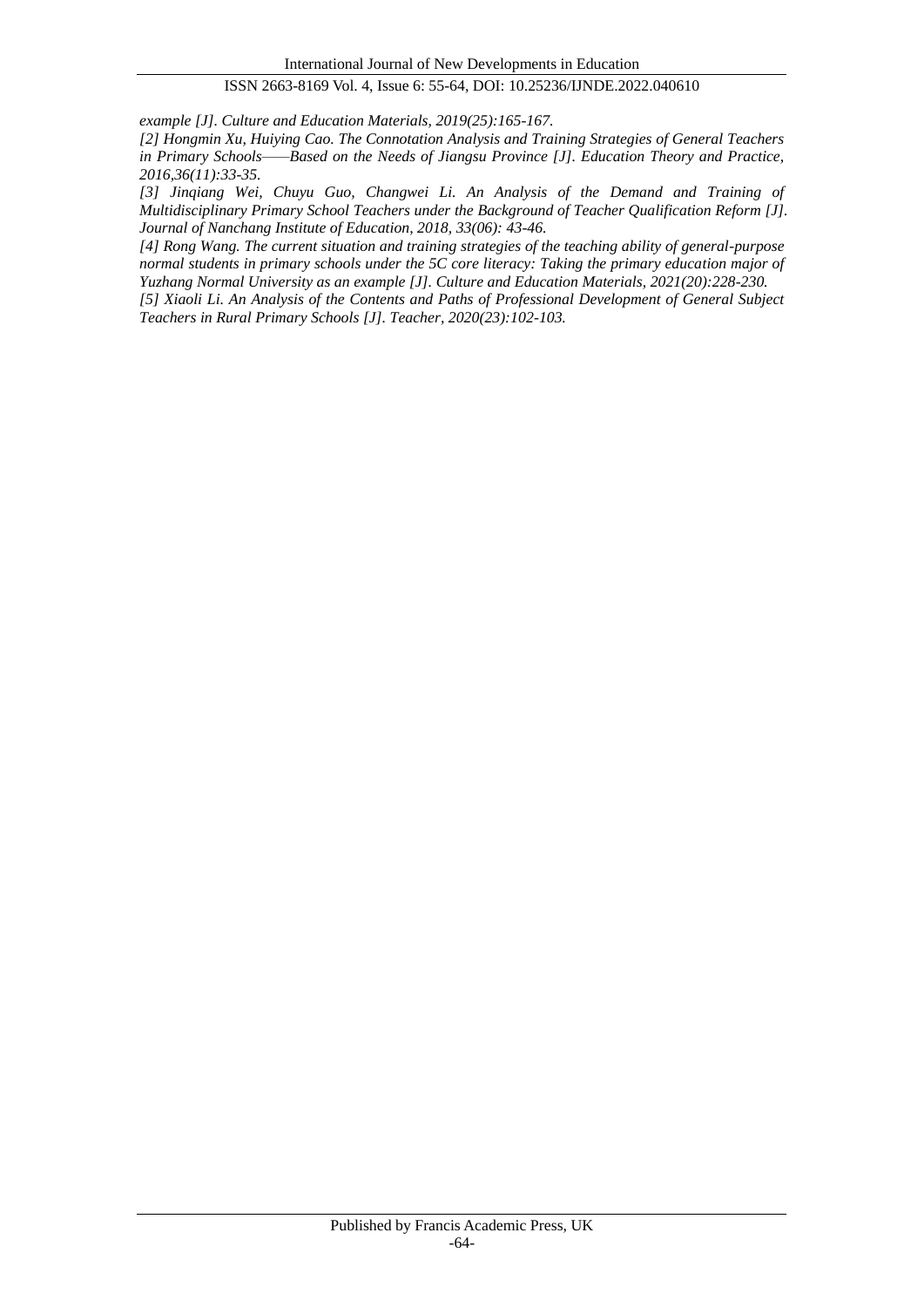*example [J]. Culture and Education Materials, 2019(25):165-167.*

*[2] Hongmin Xu, Huiying Cao. The Connotation Analysis and Training Strategies of General Teachers in Primary Schools——Based on the Needs of Jiangsu Province [J]. Education Theory and Practice, 2016,36(11):33-35.*

*[3] Jinqiang Wei, Chuyu Guo, Changwei Li. An Analysis of the Demand and Training of Multidisciplinary Primary School Teachers under the Background of Teacher Qualification Reform [J]. Journal of Nanchang Institute of Education, 2018, 33(06): 43-46.*

*[4] Rong Wang. The current situation and training strategies of the teaching ability of general-purpose normal students in primary schools under the 5C core literacy: Taking the primary education major of Yuzhang Normal University as an example [J]. Culture and Education Materials, 2021(20):228-230.*

*[5] Xiaoli Li. An Analysis of the Contents and Paths of Professional Development of General Subject Teachers in Rural Primary Schools [J]. Teacher, 2020(23):102-103.*